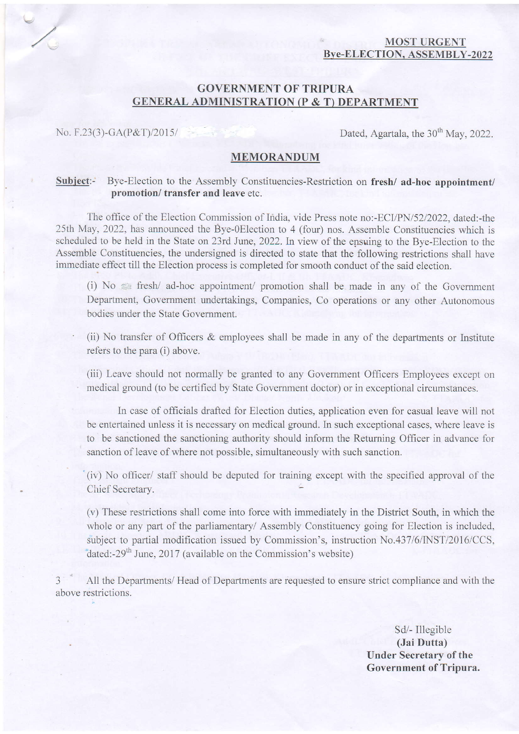**MOST URGENT**
**Bye-ELECTION, ASSEMBLY-2022**

## GOVERNMENT OF TRIPURA
## GENERAL ADMINISTRATION (P & T) DEPARTMENT

No. F.23(3)-GA(P&T)/2015/ Dated, Agartala, the 30th May, 2022.

### MEMORANDUM

**Subject**:- Bye-Election to the Assembly Constituencies-Restriction on **fresh/ ad-hoc appointment/ promotion/ transfer and leave** etc.

The office of the Election Commission of India, vide Press note no:-ECI/PN/52/2022, dated:-the 25th May, 2022, has announced the Bye-0Election to 4 (four) nos. Assemble Constituencies which is scheduled to be held in the State on 23rd June, 2022. In view of the ensuing to the Bye-Election to the Assemble Constituencies, the undersigned is directed to state that the following restrictions shall have immediate effect till the Election process is completed for smooth conduct of the said election.

(i) No fresh/ ad-hoc appointment/ promotion shall be made in any of the Government Department, Government undertakings, Companies, Co operations or any other Autonomous bodies under the State Government.

(ii) No transfer of Officers & employees shall be made in any of the departments or Institute refers to the para (i) above.

(iii) Leave should not normally be granted to any Government Officers Employees except on medical ground (to be certified by State Government doctor) or in exceptional circumstances.

In case of officials drafted for Election duties, application even for casual leave will not be entertained unless it is necessary on medical ground. In such exceptional cases, where leave is to be sanctioned the sanctioning authority should inform the Returning Officer in advance for sanction of leave of where not possible, simultaneously with such sanction.

(iv) No officer/ staff should be deputed for training except with the specified approval of the Chief Secretary.

(v) These restrictions shall come into force with immediately in the District South, in which the whole or any part of the parliamentary/ Assembly Constituency going for Election is included, subject to partial modification issued by Commission's, instruction No.437/6/INST/2016/CCS, dated:-29th June, 2017 (available on the Commission's website)

3 All the Departments/ Head of Departments are requested to ensure strict compliance and with the above restrictions.

Sd/- Illegible
**(Jai Dutta)**
**Under Secretary of the Government of Tripura.**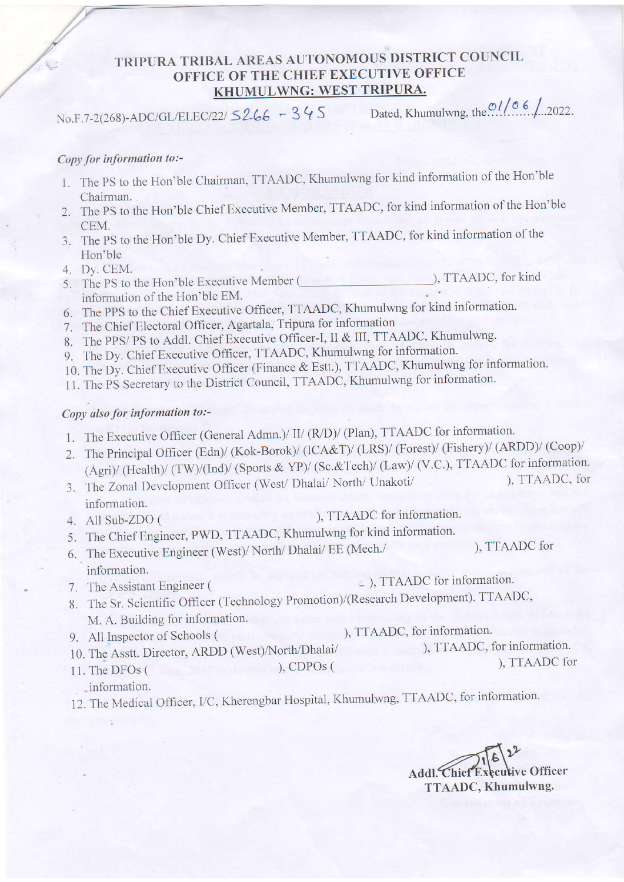TRIPURA TRIBAL AREAS AUTONOMOUS DISTRICT COUNCIL
OFFICE OF THE CHIEF EXECUTIVE OFFICE
**KHUMULWNG: WEST TRIPURA.**

No.F.7-2(268)-ADC/GL/ELEC/22/ 5266 - 345 Dated, Khumulwng, the 01/06/2022.

*Copy for information to:-*

1. The PS to the Hon'ble Chairman, TTAADC, Khumulwng for kind information of the Hon'ble Chairman.
2. The PS to the Hon'ble Chief Executive Member, TTAADC, for kind information of the Hon'ble CEM.
3. The PS to the Hon'ble Dy. Chief Executive Member, TTAADC, for kind information of the Hon'ble
4. Dy. CEM.
5. The PS to the Hon'ble Executive Member (________________), TTAADC, for kind information of the Hon'ble EM.
6. The PPS to the Chief Executive Officer, TTAADC, Khumulwng for kind information.
7. The Chief Electoral Officer, Agartala, Tripura for information
8. The PPS/ PS to Addl. Chief Executive Officer-I, II & III, TTAADC, Khumulwng.
9. The Dy. Chief Executive Officer, TTAADC, Khumulwng for information.
10. The Dy. Chief Executive Officer (Finance & Estt.), TTAADC, Khumulwng for information.
11. The PS Secretary to the District Council, TTAADC, Khumulwng for information.

*Copy also for information to:-*

1. The Executive Officer (General Admn.)/ II/ (R/D)/ (Plan), TTAADC for information.
2. The Principal Officer (Edn)/ (Kok-Borok)/ (ICA&T)/ (LRS)/ (Forest)/ (Fishery)/ (ARDD)/ (Coop)/ (Agri)/ (Health)/ (TW)/(Ind)/ (Sports & YP)/ (Sc.&Tech)/ (Law)/ (V.C.), TTAADC for information.
3. The Zonal Development Officer (West/ Dhalai/ North/ Unakoti/                    ), TTAADC, for information.
4. All Sub-ZDO (                    ), TTAADC for information.
5. The Chief Engineer, PWD, TTAADC, Khumulwng for kind information.
6. The Executive Engineer (West)/ North/ Dhalai/ EE (Mech./                    ), TTAADC for information.
7. The Assistant Engineer (                    ), TTAADC for information.
8. The Sr. Scientific Officer (Technology Promotion)/(Research Development). TTAADC, M. A. Building for information.
9. All Inspector of Schools (                    ), TTAADC, for information.
10. The Asstt. Director, ARDD (West)/North/Dhalai/                    ), TTAADC, for information.
11. The DFOs (                    ), CDPOs (                    ), TTAADC for information.
12. The Medical Officer, I/C, Kherengbar Hospital, Khumulwng, TTAADC, for information.

1/6/22
**Addl. Chief Executive Officer**
**TTAADC, Khumulwng.**